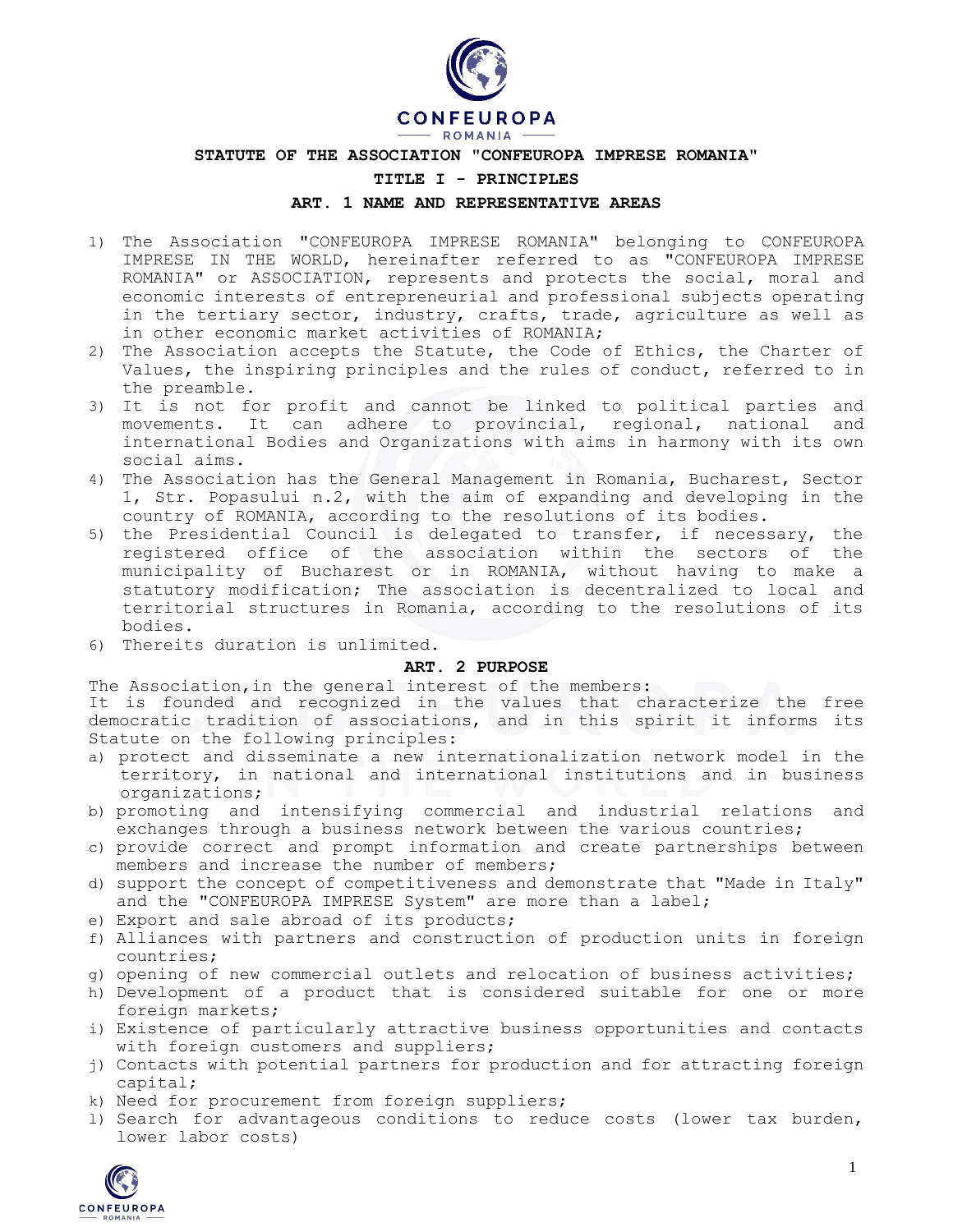# STATUTE OF THE ASSOCIATION "CONFEUROPA IMPRESE ROMANIA"

## TITLE I - PRINCIPLES

### ART. 1 NAME AND REPRESENTATIVE AREAS

1) The Association "CONFEUROPA IMPRESE ROMANIA" belonging to CONFEUROPA IMPRESE IN THE WORLD, hereinafter referred to as "CONFEUROPA IMPRESE ROMANIA" or ASSOCIATION, represents and protects the social, moral and economic interests of entrepreneurial and professional subjects operating in the tertiary sector, industry, crafts, trade, agriculture as well as in other economic market activities of ROMANIA;
2) The Association accepts the Statute, the Code of Ethics, the Charter of Values, the inspiring principles and the rules of conduct, referred to in the preamble.
3) It is not for profit and cannot be linked to political parties and movements. It can adhere to provincial, regional, national and international Bodies and Organizations with aims in harmony with its own social aims.
4) The Association has the General Management in Romania, Bucharest, Sector 1, Str. Popasului n.2, with the aim of expanding and developing in the country of ROMANIA, according to the resolutions of its bodies.
5) the Presidential Council is delegated to transfer, if necessary, the registered office of the association within the sectors of the municipality of Bucharest or in ROMANIA, without having to make a statutory modification; The association is decentralized to local and territorial structures in Romania, according to the resolutions of its bodies.
6) Thereits duration is unlimited.

### ART. 2 PURPOSE

The Association,in the general interest of the members:
It is founded and recognized in the values that characterize the free democratic tradition of associations, and in this spirit it informs its Statute on the following principles:

a) protect and disseminate a new internationalization network model in the territory, in national and international institutions and in business organizations;
b) promoting and intensifying commercial and industrial relations and exchanges through a business network between the various countries;
c) provide correct and prompt information and create partnerships between members and increase the number of members;
d) support the concept of competitiveness and demonstrate that "Made in Italy" and the "CONFEUROPA IMPRESE System" are more than a label;
e) Export and sale abroad of its products;
f) Alliances with partners and construction of production units in foreign countries;
g) opening of new commercial outlets and relocation of business activities;
h) Development of a product that is considered suitable for one or more foreign markets;
i) Existence of particularly attractive business opportunities and contacts with foreign customers and suppliers;
j) Contacts with potential partners for production and for attracting foreign capital;
k) Need for procurement from foreign suppliers;
l) Search for advantageous conditions to reduce costs (lower tax burden, lower labor costs)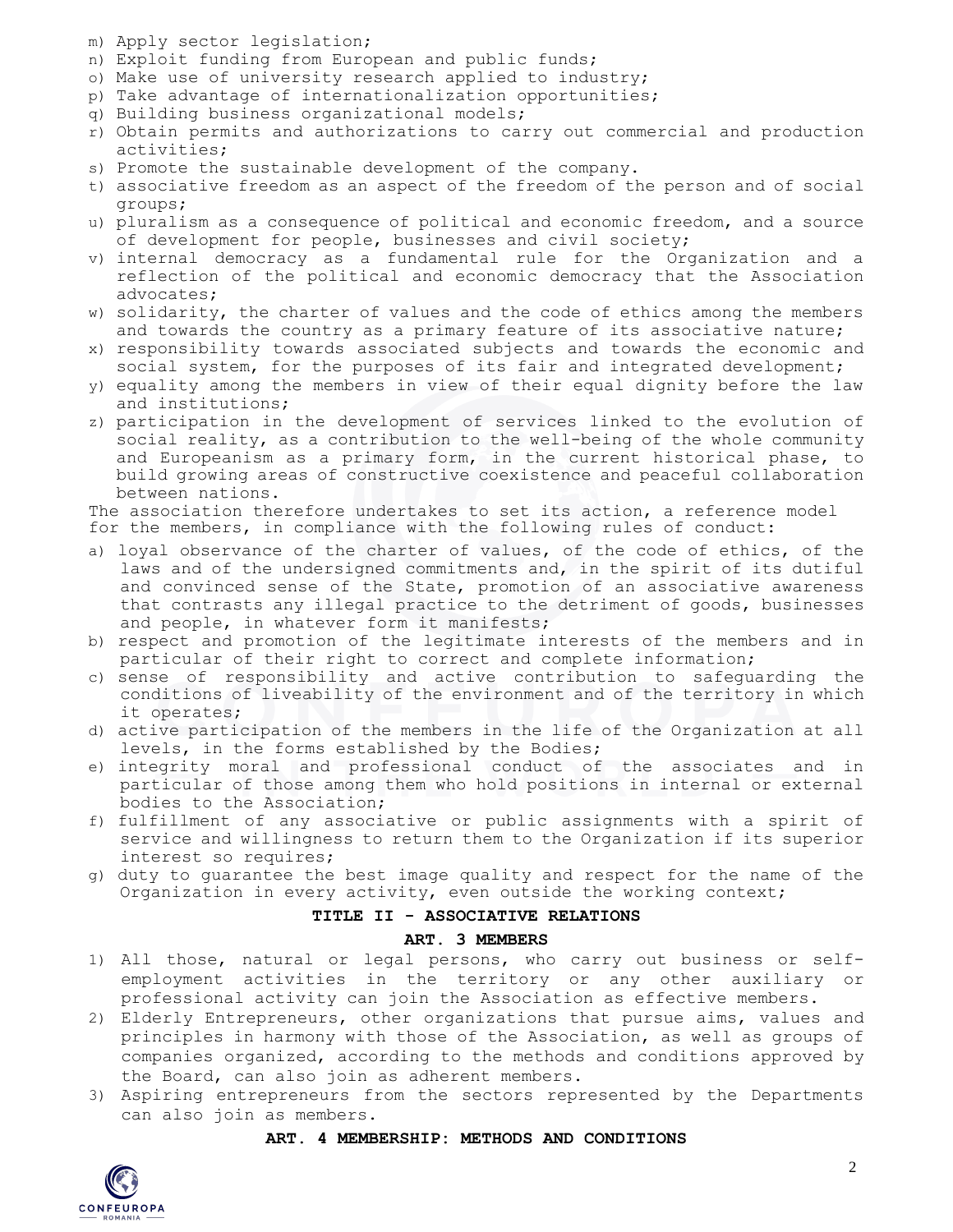m) Apply sector legislation;
n) Exploit funding from European and public funds;
o) Make use of university research applied to industry;
p) Take advantage of internationalization opportunities;
q) Building business organizational models;
r) Obtain permits and authorizations to carry out commercial and production activities;
s) Promote the sustainable development of the company.
t) associative freedom as an aspect of the freedom of the person and of social groups;
u) pluralism as a consequence of political and economic freedom, and a source of development for people, businesses and civil society;
v) internal democracy as a fundamental rule for the Organization and a reflection of the political and economic democracy that the Association advocates;
w) solidarity, the charter of values and the code of ethics among the members and towards the country as a primary feature of its associative nature;
x) responsibility towards associated subjects and towards the economic and social system, for the purposes of its fair and integrated development;
y) equality among the members in view of their equal dignity before the law and institutions;
z) participation in the development of services linked to the evolution of social reality, as a contribution to the well-being of the whole community and Europeanism as a primary form, in the current historical phase, to build growing areas of constructive coexistence and peaceful collaboration between nations.

The association therefore undertakes to set its action, a reference model for the members, in compliance with the following rules of conduct:

a) loyal observance of the charter of values, of the code of ethics, of the laws and of the undersigned commitments and, in the spirit of its dutiful and convinced sense of the State, promotion of an associative awareness that contrasts any illegal practice to the detriment of goods, businesses and people, in whatever form it manifests;
b) respect and promotion of the legitimate interests of the members and in particular of their right to correct and complete information;
c) sense of responsibility and active contribution to safeguarding the conditions of liveability of the environment and of the territory in which it operates;
d) active participation of the members in the life of the Organization at all levels, in the forms established by the Bodies;
e) integrity moral and professional conduct of the associates and in particular of those among them who hold positions in internal or external bodies to the Association;
f) fulfillment of any associative or public assignments with a spirit of service and willingness to return them to the Organization if its superior interest so requires;
g) duty to guarantee the best image quality and respect for the name of the Organization in every activity, even outside the working context;

## TITLE II - ASSOCIATIVE RELATIONS

### ART. 3 MEMBERS

1) All those, natural or legal persons, who carry out business or self-employment activities in the territory or any other auxiliary or professional activity can join the Association as effective members.
2) Elderly Entrepreneurs, other organizations that pursue aims, values and principles in harmony with those of the Association, as well as groups of companies organized, according to the methods and conditions approved by the Board, can also join as adherent members.
3) Aspiring entrepreneurs from the sectors represented by the Departments can also join as members.

### ART. 4 MEMBERSHIP: METHODS AND CONDITIONS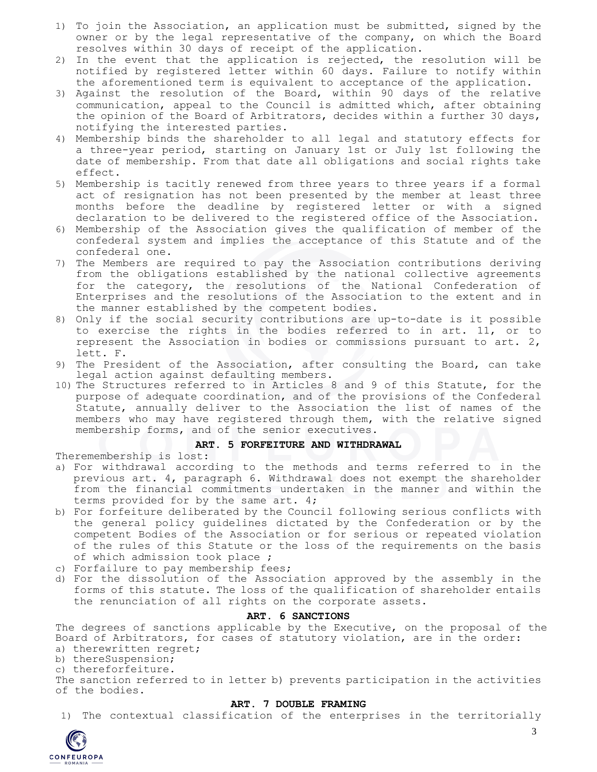1) To join the Association, an application must be submitted, signed by the owner or by the legal representative of the company, on which the Board resolves within 30 days of receipt of the application.
2) In the event that the application is rejected, the resolution will be notified by registered letter within 60 days. Failure to notify within the aforementioned term is equivalent to acceptance of the application.
3) Against the resolution of the Board, within 90 days of the relative communication, appeal to the Council is admitted which, after obtaining the opinion of the Board of Arbitrators, decides within a further 30 days, notifying the interested parties.
4) Membership binds the shareholder to all legal and statutory effects for a three-year period, starting on January 1st or July 1st following the date of membership. From that date all obligations and social rights take effect.
5) Membership is tacitly renewed from three years to three years if a formal act of resignation has not been presented by the member at least three months before the deadline by registered letter or with a signed declaration to be delivered to the registered office of the Association.
6) Membership of the Association gives the qualification of member of the confederal system and implies the acceptance of this Statute and of the confederal one.
7) The Members are required to pay the Association contributions deriving from the obligations established by the national collective agreements for the category, the resolutions of the National Confederation of Enterprises and the resolutions of the Association to the extent and in the manner established by the competent bodies.
8) Only if the social security contributions are up-to-date is it possible to exercise the rights in the bodies referred to in art. 11, or to represent the Association in bodies or commissions pursuant to art. 2, lett. F.
9) The President of the Association, after consulting the Board, can take legal action against defaulting members.
10) The Structures referred to in Articles 8 and 9 of this Statute, for the purpose of adequate coordination, and of the provisions of the Confederal Statute, annually deliver to the Association the list of names of the members who may have registered through them, with the relative signed membership forms, and of the senior executives.

### ART. 5 FORFEITURE AND WITHDRAWAL

Therememembership is lost:

a) For withdrawal according to the methods and terms referred to in the previous art. 4, paragraph 6. Withdrawal does not exempt the shareholder from the financial commitments undertaken in the manner and within the terms provided for by the same art. 4;
b) For forfeiture deliberated by the Council following serious conflicts with the general policy guidelines dictated by the Confederation or by the competent Bodies of the Association or for serious or repeated violation of the rules of this Statute or the loss of the requirements on the basis of which admission took place ;
c) Forfailure to pay membership fees;
d) For the dissolution of the Association approved by the assembly in the forms of this statute. The loss of the qualification of shareholder entails the renunciation of all rights on the corporate assets.

### ART. 6 SANCTIONS

The degrees of sanctions applicable by the Executive, on the proposal of the Board of Arbitrators, for cases of statutory violation, are in the order:

a) therewritten regret;
b) thereSuspension;
c) thereforfeiture.

The sanction referred to in letter b) prevents participation in the activities of the bodies.

### ART. 7 DOUBLE FRAMING

1) The contextual classification of the enterprises in the territorially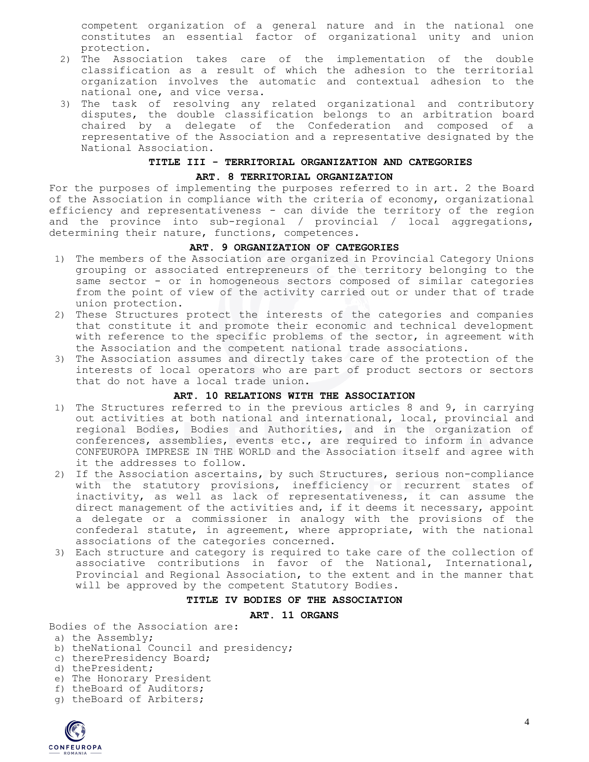competent organization of a general nature and in the national one constitutes an essential factor of organizational unity and union protection.

2) The Association takes care of the implementation of the double classification as a result of which the adhesion to the territorial organization involves the automatic and contextual adhesion to the national one, and vice versa.
3) The task of resolving any related organizational and contributory disputes, the double classification belongs to an arbitration board chaired by a delegate of the Confederation and composed of a representative of the Association and a representative designated by the National Association.

## TITLE III - TERRITORIAL ORGANIZATION AND CATEGORIES

### ART. 8 TERRITORIAL ORGANIZATION

For the purposes of implementing the purposes referred to in art. 2 the Board of the Association in compliance with the criteria of economy, organizational efficiency and representativeness - can divide the territory of the region and the province into sub-regional / provincial / local aggregations, determining their nature, functions, competences.

### ART. 9 ORGANIZATION OF CATEGORIES

1) The members of the Association are organized in Provincial Category Unions grouping or associated entrepreneurs of the territory belonging to the same sector - or in homogeneous sectors composed of similar categories from the point of view of the activity carried out or under that of trade union protection.
2) These Structures protect the interests of the categories and companies that constitute it and promote their economic and technical development with reference to the specific problems of the sector, in agreement with the Association and the competent national trade associations.
3) The Association assumes and directly takes care of the protection of the interests of local operators who are part of product sectors or sectors that do not have a local trade union.

### ART. 10 RELATIONS WITH THE ASSOCIATION

1) The Structures referred to in the previous articles 8 and 9, in carrying out activities at both national and international, local, provincial and regional Bodies, Bodies and Authorities, and in the organization of conferences, assemblies, events etc., are required to inform in advance CONFEUROPA IMPRESE IN THE WORLD and the Association itself and agree with it the addresses to follow.
2) If the Association ascertains, by such Structures, serious non-compliance with the statutory provisions, inefficiency or recurrent states of inactivity, as well as lack of representativeness, it can assume the direct management of the activities and, if it deems it necessary, appoint a delegate or a commissioner in analogy with the provisions of the confederal statute, in agreement, where appropriate, with the national associations of the categories concerned.
3) Each structure and category is required to take care of the collection of associative contributions in favor of the National, International, Provincial and Regional Association, to the extent and in the manner that will be approved by the competent Statutory Bodies.

## TITLE IV BODIES OF THE ASSOCIATION

### ART. 11 ORGANS

Bodies of the Association are:

a) the Assembly;
b) theNational Council and presidency;
c) therePresidency Board;
d) thePresident;
e) The Honorary President
f) theBoard of Auditors;
g) theBoard of Arbiters;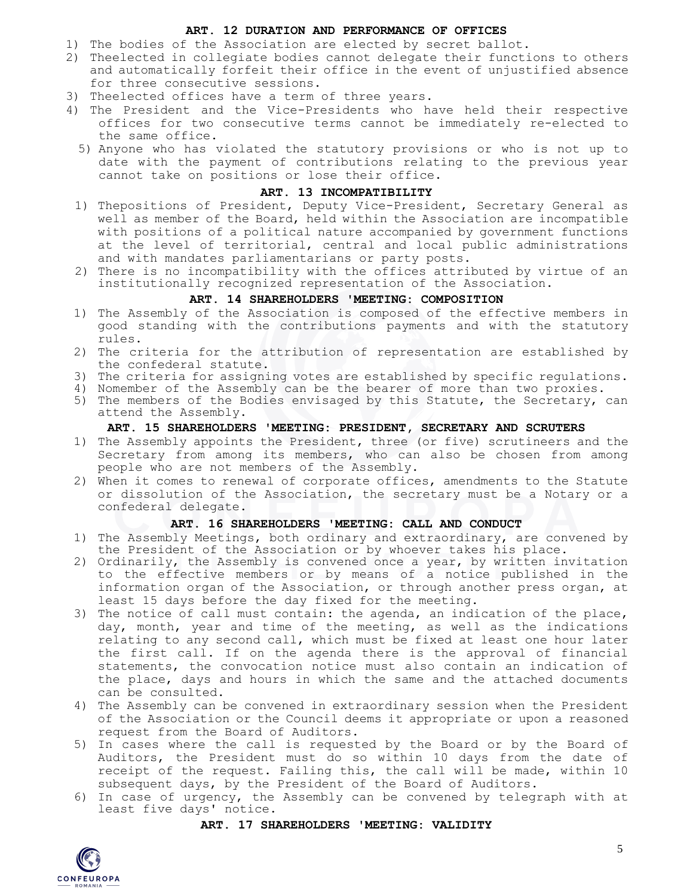### ART. 12 DURATION AND PERFORMANCE OF OFFICES

1) The bodies of the Association are elected by secret ballot.
2) Theelected in collegiate bodies cannot delegate their functions to others and automatically forfeit their office in the event of unjustified absence for three consecutive sessions.
3) Theelected offices have a term of three years.
4) The President and the Vice-Presidents who have held their respective offices for two consecutive terms cannot be immediately re-elected to the same office.
5) Anyone who has violated the statutory provisions or who is not up to date with the payment of contributions relating to the previous year cannot take on positions or lose their office.

### ART. 13 INCOMPATIBILITY

1) Thepositions of President, Deputy Vice-President, Secretary General as well as member of the Board, held within the Association are incompatible with positions of a political nature accompanied by government functions at the level of territorial, central and local public administrations and with mandates parliamentarians or party posts.
2) There is no incompatibility with the offices attributed by virtue of an institutionally recognized representation of the Association.

### ART. 14 SHAREHOLDERS 'MEETING: COMPOSITION

1) The Assembly of the Association is composed of the effective members in good standing with the contributions payments and with the statutory rules.
2) The criteria for the attribution of representation are established by the confederal statute.
3) The criteria for assigning votes are established by specific regulations.
4) Nomember of the Assembly can be the bearer of more than two proxies.
5) The members of the Bodies envisaged by this Statute, the Secretary, can attend the Assembly.

### ART. 15 SHAREHOLDERS 'MEETING: PRESIDENT, SECRETARY AND SCRUTERS

1) The Assembly appoints the President, three (or five) scrutineers and the Secretary from among its members, who can also be chosen from among people who are not members of the Assembly.
2) When it comes to renewal of corporate offices, amendments to the Statute or dissolution of the Association, the secretary must be a Notary or a confederal delegate.

### ART. 16 SHAREHOLDERS 'MEETING: CALL AND CONDUCT

1) The Assembly Meetings, both ordinary and extraordinary, are convened by the President of the Association or by whoever takes his place.
2) Ordinarily, the Assembly is convened once a year, by written invitation to the effective members or by means of a notice published in the information organ of the Association, or through another press organ, at least 15 days before the day fixed for the meeting.
3) The notice of call must contain: the agenda, an indication of the place, day, month, year and time of the meeting, as well as the indications relating to any second call, which must be fixed at least one hour later the first call. If on the agenda there is the approval of financial statements, the convocation notice must also contain an indication of the place, days and hours in which the same and the attached documents can be consulted.
4) The Assembly can be convened in extraordinary session when the President of the Association or the Council deems it appropriate or upon a reasoned request from the Board of Auditors.
5) In cases where the call is requested by the Board or by the Board of Auditors, the President must do so within 10 days from the date of receipt of the request. Failing this, the call will be made, within 10 subsequent days, by the President of the Board of Auditors.
6) In case of urgency, the Assembly can be convened by telegraph with at least five days' notice.

### ART. 17 SHAREHOLDERS 'MEETING: VALIDITY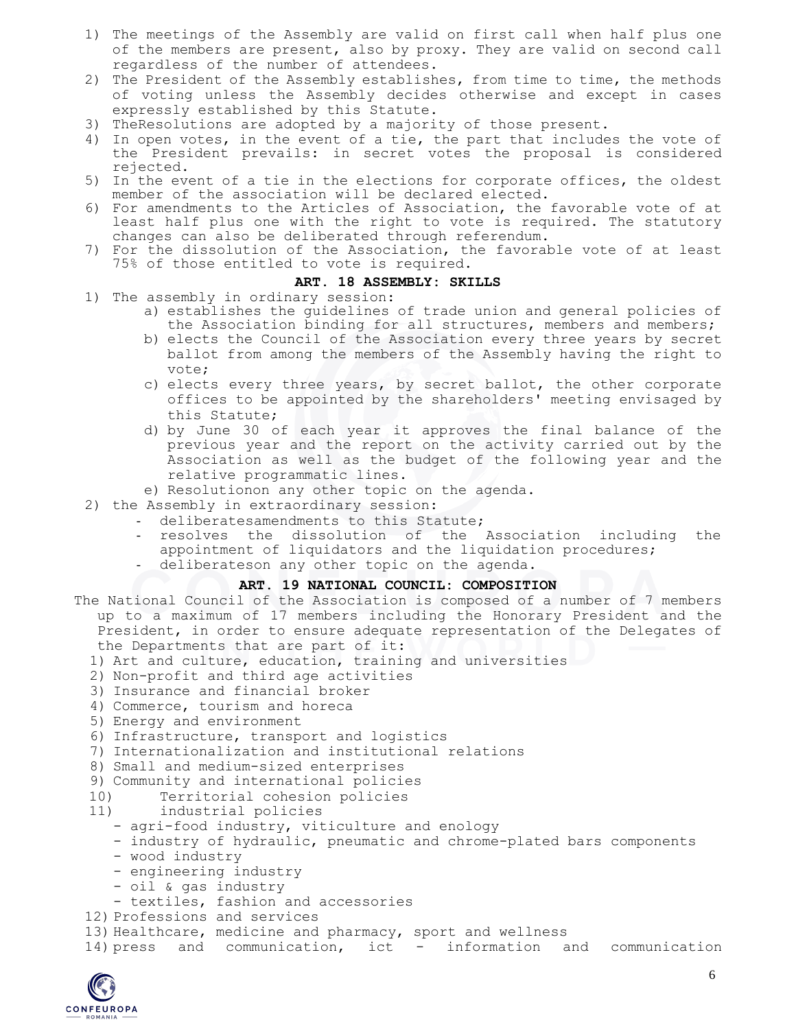1) The meetings of the Assembly are valid on first call when half plus one of the members are present, also by proxy. They are valid on second call regardless of the number of attendees.
2) The President of the Assembly establishes, from time to time, the methods of voting unless the Assembly decides otherwise and except in cases expressly established by this Statute.
3) TheResolutions are adopted by a majority of those present.
4) In open votes, in the event of a tie, the part that includes the vote of the President prevails: in secret votes the proposal is considered rejected.
5) In the event of a tie in the elections for corporate offices, the oldest member of the association will be declared elected.
6) For amendments to the Articles of Association, the favorable vote of at least half plus one with the right to vote is required. The statutory changes can also be deliberated through referendum.
7) For the dissolution of the Association, the favorable vote of at least 75% of those entitled to vote is required.

### ART. 18 ASSEMBLY: SKILLS

1) The assembly in ordinary session:
   a) establishes the guidelines of trade union and general policies of the Association binding for all structures, members and members;
   b) elects the Council of the Association every three years by secret ballot from among the members of the Assembly having the right to vote;
   c) elects every three years, by secret ballot, the other corporate offices to be appointed by the shareholders' meeting envisaged by this Statute;
   d) by June 30 of each year it approves the final balance of the previous year and the report on the activity carried out by the Association as well as the budget of the following year and the relative programmatic lines.
   e) Resolutionon any other topic on the agenda.
2) the Assembly in extraordinary session:
   - deliberatesamendments to this Statute;
   - resolves the dissolution of the Association including the appointment of liquidators and the liquidation procedures;
   - deliberateson any other topic on the agenda.

### ART. 19 NATIONAL COUNCIL: COMPOSITION

The National Council of the Association is composed of a number of 7 members up to a maximum of 17 members including the Honorary President and the President, in order to ensure adequate representation of the Delegates of the Departments that are part of it:

1) Art and culture, education, training and universities
2) Non-profit and third age activities
3) Insurance and financial broker
4) Commerce, tourism and horeca
5) Energy and environment
6) Infrastructure, transport and logistics
7) Internationalization and institutional relations
8) Small and medium-sized enterprises
9) Community and international policies
10) Territorial cohesion policies
11) industrial policies
    - agri-food industry, viticulture and enology
    - industry of hydraulic, pneumatic and chrome-plated bars components
    - wood industry
    - engineering industry
    - oil & gas industry
    - textiles, fashion and accessories
12) Professions and services
13) Healthcare, medicine and pharmacy, sport and wellness
14) press and communication, ict - information and communication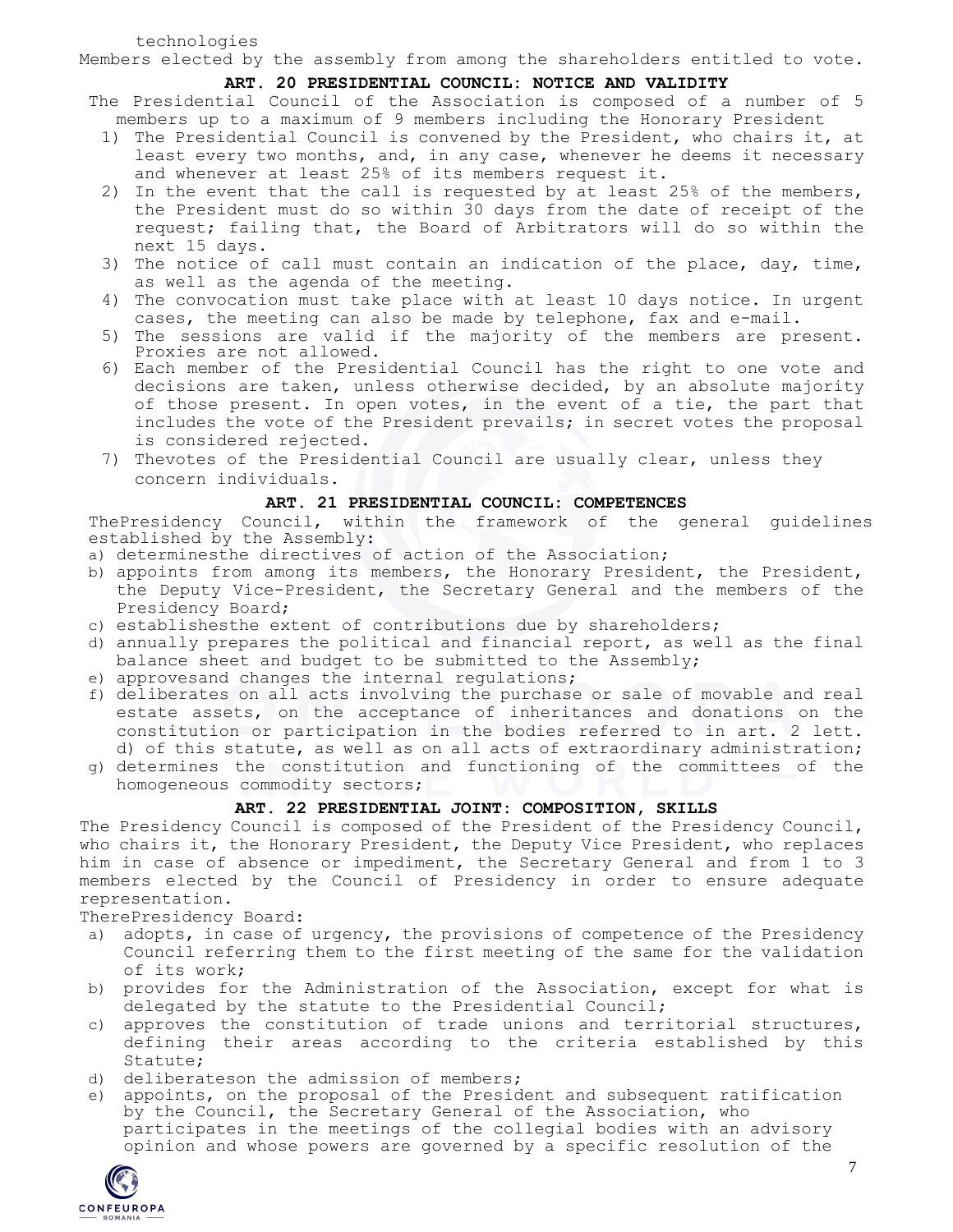technologies
Members elected by the assembly from among the shareholders entitled to vote.

### ART. 20 PRESIDENTIAL COUNCIL: NOTICE AND VALIDITY

The Presidential Council of the Association is composed of a number of 5 members up to a maximum of 9 members including the Honorary President

1) The Presidential Council is convened by the President, who chairs it, at least every two months, and, in any case, whenever he deems it necessary and whenever at least 25% of its members request it.
2) In the event that the call is requested by at least 25% of the members, the President must do so within 30 days from the date of receipt of the request; failing that, the Board of Arbitrators will do so within the next 15 days.
3) The notice of call must contain an indication of the place, day, time, as well as the agenda of the meeting.
4) The convocation must take place with at least 10 days notice. In urgent cases, the meeting can also be made by telephone, fax and e-mail.
5) The sessions are valid if the majority of the members are present. Proxies are not allowed.
6) Each member of the Presidential Council has the right to one vote and decisions are taken, unless otherwise decided, by an absolute majority of those present. In open votes, in the event of a tie, the part that includes the vote of the President prevails; in secret votes the proposal is considered rejected.
7) Thevotes of the Presidential Council are usually clear, unless they concern individuals.

### ART. 21 PRESIDENTIAL COUNCIL: COMPETENCES

ThePresidency Council, within the framework of the general guidelines established by the Assembly:

a) determinesthe directives of action of the Association;
b) appoints from among its members, the Honorary President, the President, the Deputy Vice-President, the Secretary General and the members of the Presidency Board;
c) establishesthe extent of contributions due by shareholders;
d) annually prepares the political and financial report, as well as the final balance sheet and budget to be submitted to the Assembly;
e) approvesand changes the internal regulations;
f) deliberates on all acts involving the purchase or sale of movable and real estate assets, on the acceptance of inheritances and donations on the constitution or participation in the bodies referred to in art. 2 lett. d) of this statute, as well as on all acts of extraordinary administration;
g) determines the constitution and functioning of the committees of the homogeneous commodity sectors;

### ART. 22 PRESIDENTIAL JOINT: COMPOSITION, SKILLS

The Presidency Council is composed of the President of the Presidency Council, who chairs it, the Honorary President, the Deputy Vice President, who replaces him in case of absence or impediment, the Secretary General and from 1 to 3 members elected by the Council of Presidency in order to ensure adequate representation.

TherePresidency Board:

a) adopts, in case of urgency, the provisions of competence of the Presidency Council referring them to the first meeting of the same for the validation of its work;
b) provides for the Administration of the Association, except for what is delegated by the statute to the Presidential Council;
c) approves the constitution of trade unions and territorial structures, defining their areas according to the criteria established by this Statute;
d) deliberateson the admission of members;
e) appoints, on the proposal of the President and subsequent ratification by the Council, the Secretary General of the Association, who participates in the meetings of the collegial bodies with an advisory opinion and whose powers are governed by a specific resolution of the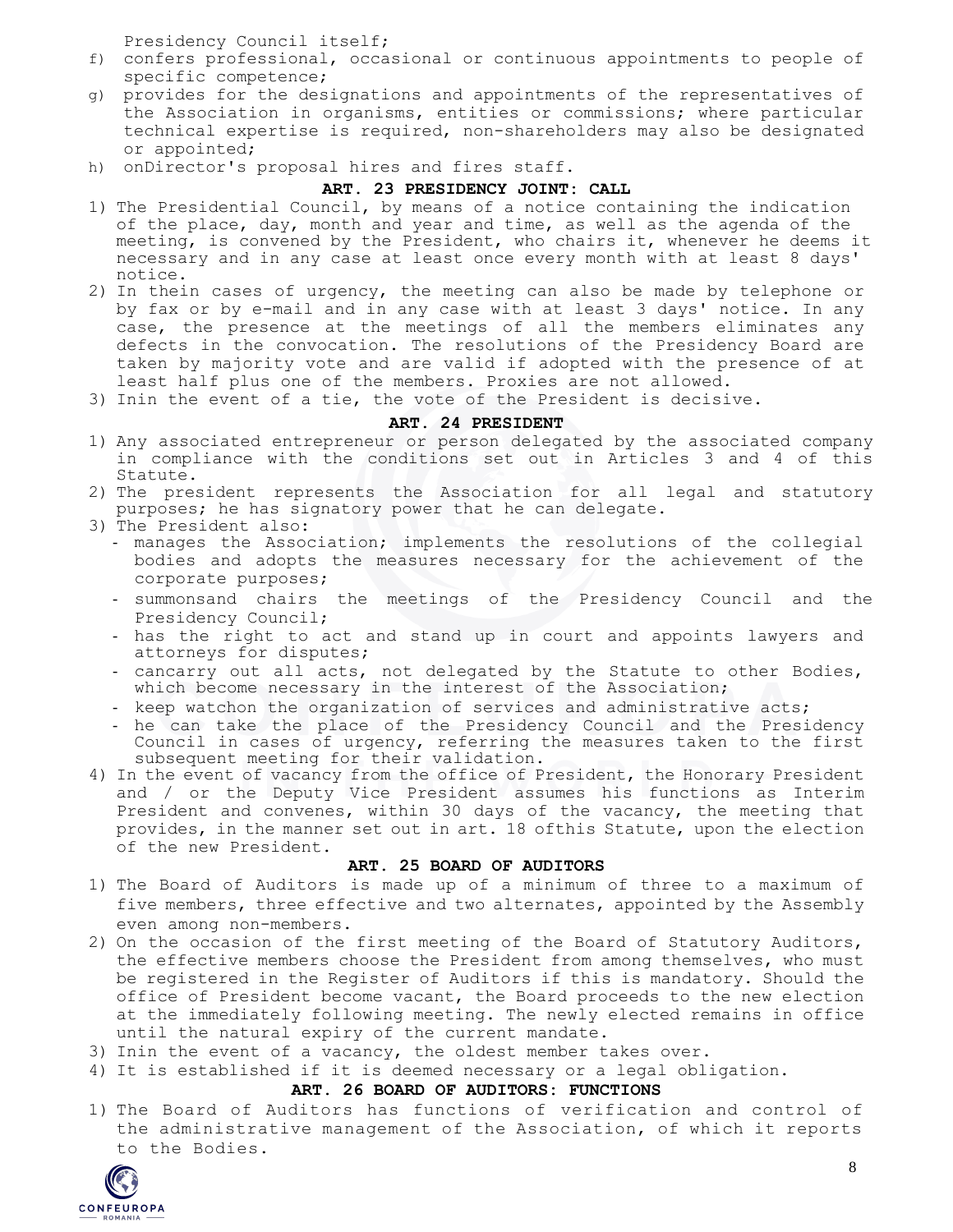Presidency Council itself;

f) confers professional, occasional or continuous appointments to people of specific competence;
g) provides for the designations and appointments of the representatives of the Association in organisms, entities or commissions; where particular technical expertise is required, non-shareholders may also be designated or appointed;
h) onDirector's proposal hires and fires staff.

### ART. 23 PRESIDENCY JOINT: CALL

1) The Presidential Council, by means of a notice containing the indication of the place, day, month and year and time, as well as the agenda of the meeting, is convened by the President, who chairs it, whenever he deems it necessary and in any case at least once every month with at least 8 days' notice.
2) In thein cases of urgency, the meeting can also be made by telephone or by fax or by e-mail and in any case with at least 3 days' notice. In any case, the presence at the meetings of all the members eliminates any defects in the convocation. The resolutions of the Presidency Board are taken by majority vote and are valid if adopted with the presence of at least half plus one of the members. Proxies are not allowed.
3) Inin the event of a tie, the vote of the President is decisive.

### ART. 24 PRESIDENT

1) Any associated entrepreneur or person delegated by the associated company in compliance with the conditions set out in Articles 3 and 4 of this Statute.
2) The president represents the Association for all legal and statutory purposes; he has signatory power that he can delegate.
3) The President also:
   - manages the Association; implements the resolutions of the collegial bodies and adopts the measures necessary for the achievement of the corporate purposes;
   - summonsand chairs the meetings of the Presidency Council and the Presidency Council;
   - has the right to act and stand up in court and appoints lawyers and attorneys for disputes;
   - cancarry out all acts, not delegated by the Statute to other Bodies, which become necessary in the interest of the Association;
   - keep watchon the organization of services and administrative acts;
   - he can take the place of the Presidency Council and the Presidency Council in cases of urgency, referring the measures taken to the first subsequent meeting for their validation.
4) In the event of vacancy from the office of President, the Honorary President and / or the Deputy Vice President assumes his functions as Interim President and convenes, within 30 days of the vacancy, the meeting that provides, in the manner set out in art. 18 ofthis Statute, upon the election of the new President.

### ART. 25 BOARD OF AUDITORS

1) The Board of Auditors is made up of a minimum of three to a maximum of five members, three effective and two alternates, appointed by the Assembly even among non-members.
2) On the occasion of the first meeting of the Board of Statutory Auditors, the effective members choose the President from among themselves, who must be registered in the Register of Auditors if this is mandatory. Should the office of President become vacant, the Board proceeds to the new election at the immediately following meeting. The newly elected remains in office until the natural expiry of the current mandate.
3) Inin the event of a vacancy, the oldest member takes over.
4) It is established if it is deemed necessary or a legal obligation.

### ART. 26 BOARD OF AUDITORS: FUNCTIONS

1) The Board of Auditors has functions of verification and control of the administrative management of the Association, of which it reports to the Bodies.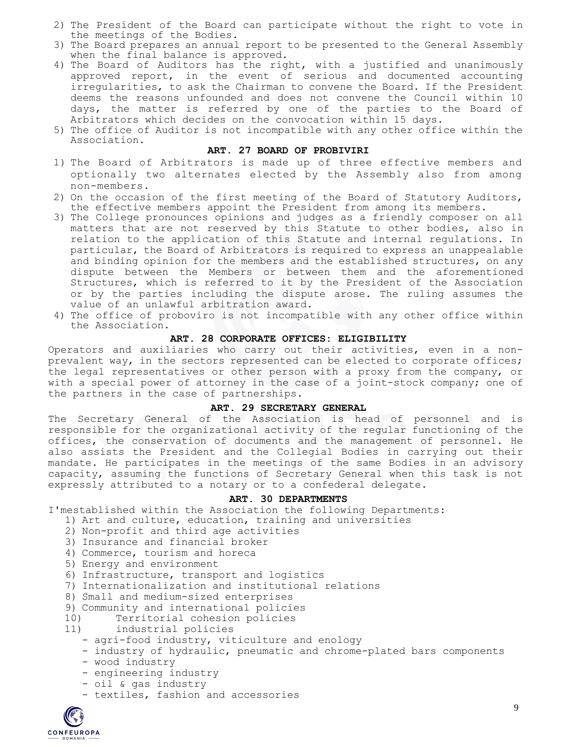2) The President of the Board can participate without the right to vote in the meetings of the Bodies.
3) The Board prepares an annual report to be presented to the General Assembly when the final balance is approved.
4) The Board of Auditors has the right, with a justified and unanimously approved report, in the event of serious and documented accounting irregularities, to ask the Chairman to convene the Board. If the President deems the reasons unfounded and does not convene the Council within 10 days, the matter is referred by one of the parties to the Board of Arbitrators which decides on the convocation within 15 days.
5) The office of Auditor is not incompatible with any other office within the Association.

### ART. 27 BOARD OF PROBIVIRI

1) The Board of Arbitrators is made up of three effective members and optionally two alternates elected by the Assembly also from among non-members.
2) On the occasion of the first meeting of the Board of Statutory Auditors, the effective members appoint the President from among its members.
3) The College pronounces opinions and judges as a friendly composer on all matters that are not reserved by this Statute to other bodies, also in relation to the application of this Statute and internal regulations. In particular, the Board of Arbitrators is required to express an unappealable and binding opinion for the members and the established structures, on any dispute between the Members or between them and the aforementioned Structures, which is referred to it by the President of the Association or by the parties including the dispute arose. The ruling assumes the value of an unlawful arbitration award.
4) The office of proboviro is not incompatible with any other office within the Association.

### ART. 28 CORPORATE OFFICES: ELIGIBILITY

Operators and auxiliaries who carry out their activities, even in a non-prevalent way, in the sectors represented can be elected to corporate offices; the legal representatives or other person with a proxy from the company, or with a special power of attorney in the case of a joint-stock company; one of the partners in the case of partnerships.

### ART. 29 SECRETARY GENERAL

The Secretary General of the Association is head of personnel and is responsible for the organizational activity of the regular functioning of the offices, the conservation of documents and the management of personnel. He also assists the President and the Collegial Bodies in carrying out their mandate. He participates in the meetings of the same Bodies in an advisory capacity, assuming the functions of Secretary General when this task is not expressly attributed to a notary or to a confederal delegate.

### ART. 30 DEPARTMENTS

I'mestablished within the Association the following Departments:

1) Art and culture, education, training and universities
2) Non-profit and third age activities
3) Insurance and financial broker
4) Commerce, tourism and horeca
5) Energy and environment
6) Infrastructure, transport and logistics
7) Internationalization and institutional relations
8) Small and medium-sized enterprises
9) Community and international policies
10) Territorial cohesion policies
11) industrial policies
    - agri-food industry, viticulture and enology
    - industry of hydraulic, pneumatic and chrome-plated bars components
    - wood industry
    - engineering industry
    - oil & gas industry
    - textiles, fashion and accessories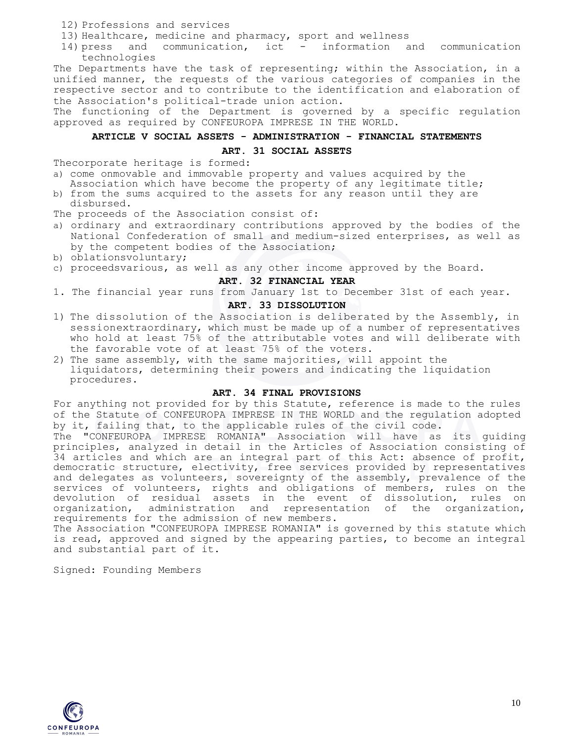12) Professions and services
13) Healthcare, medicine and pharmacy, sport and wellness
14) press and communication, ict - information and communication technologies

The Departments have the task of representing; within the Association, in a unified manner, the requests of the various categories of companies in the respective sector and to contribute to the identification and elaboration of the Association's political-trade union action.
The functioning of the Department is governed by a specific regulation approved as required by CONFEUROPA IMPRESE IN THE WORLD.

## ARTICLE V SOCIAL ASSETS - ADMINISTRATION - FINANCIAL STATEMENTS

### ART. 31 SOCIAL ASSETS

Thecorporate heritage is formed:

a) come onmovable and immovable property and values acquired by the Association which have become the property of any legitimate title;
b) from the sums acquired to the assets for any reason until they are disbursed.

The proceeds of the Association consist of:

a) ordinary and extraordinary contributions approved by the bodies of the National Confederation of small and medium-sized enterprises, as well as by the competent bodies of the Association;
b) oblationsvoluntary;
c) proceedsvarious, as well as any other income approved by the Board.

### ART. 32 FINANCIAL YEAR

1. The financial year runs from January 1st to December 31st of each year.

### ART. 33 DISSOLUTION

1) The dissolution of the Association is deliberated by the Assembly, in sessionextraordinary, which must be made up of a number of representatives who hold at least 75% of the attributable votes and will deliberate with the favorable vote of at least 75% of the voters.
2) The same assembly, with the same majorities, will appoint the liquidators, determining their powers and indicating the liquidation procedures.

### ART. 34 FINAL PROVISIONS

For anything not provided for by this Statute, reference is made to the rules of the Statute of CONFEUROPA IMPRESE IN THE WORLD and the regulation adopted by it, failing that, to the applicable rules of the civil code.
The "CONFEUROPA IMPRESE ROMANIA" Association will have as its guiding principles, analyzed in detail in the Articles of Association consisting of 34 articles and which are an integral part of this Act: absence of profit, democratic structure, electivity, free services provided by representatives and delegates as volunteers, sovereignty of the assembly, prevalence of the services of volunteers, rights and obligations of members, rules on the devolution of residual assets in the event of dissolution, rules on organization, administration and representation of the organization, requirements for the admission of new members.
The Association "CONFEUROPA IMPRESE ROMANIA" is governed by this statute which is read, approved and signed by the appearing parties, to become an integral and substantial part of it.

Signed: Founding Members